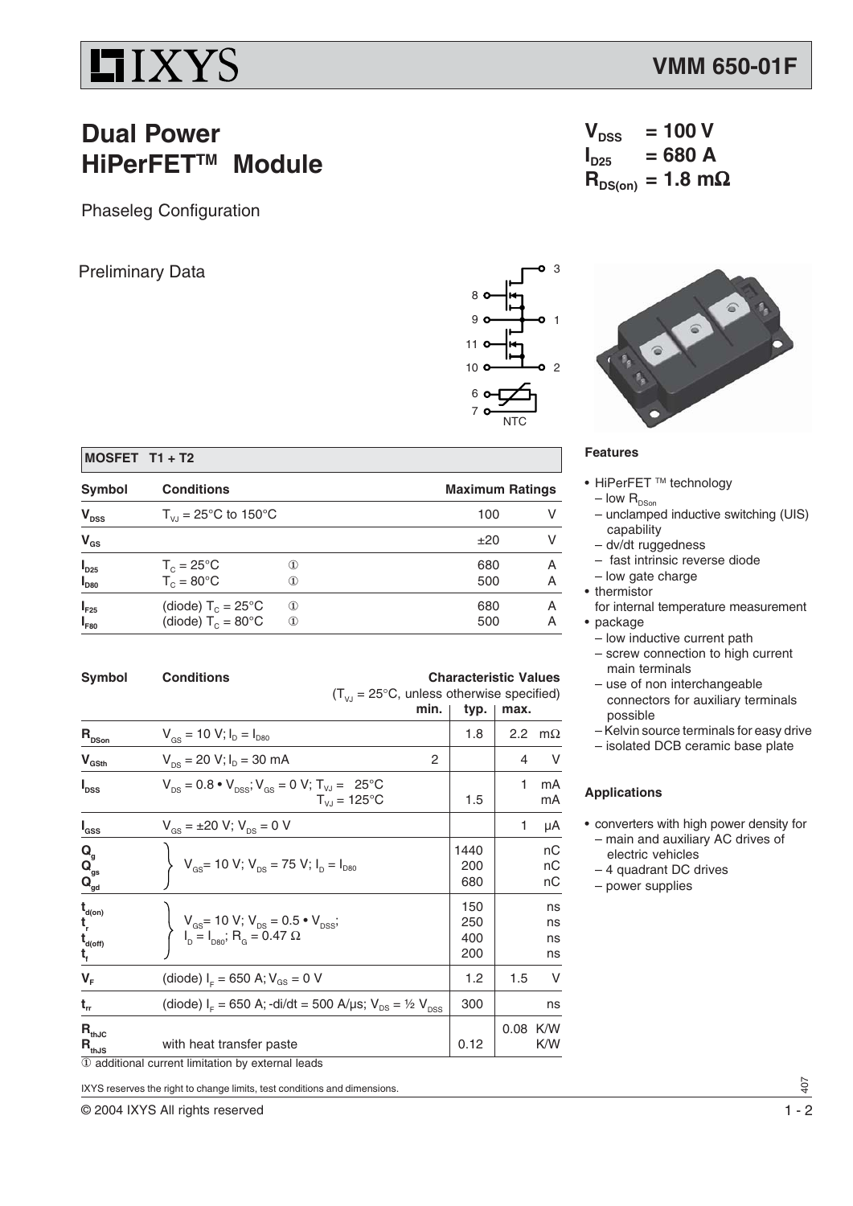# IXYS

**VMM 650-01F**

## Dual Power HiPerFET™ Module

Phaseleg Configuration

Preliminary Data

$V_{DSS}$ = 100 V
$I_{D25}$ = 680 A
$R_{DS(on)}$ = 1.8 mΩ

8, 9, 11, 10, 6, 7, 3, 1, 2, NTC

**MOSFET T1 + T2**

| Symbol | Conditions | | Maximum Ratings | |
|---|---|---|---|---|
| $V_{DSS}$ | $T_{VJ}$ = 25°C to 150°C | | 100 | V |
| $V_{GS}$ | | | ±20 | V |
| $I_{D25}$ | $T_C$ = 25°C | ① | 680 | A |
| $I_{D80}$ | $T_C$ = 80°C | ① | 500 | A |
| $I_{F25}$ | (diode) $T_C$ = 25°C | ① | 680 | A |
| $I_{F80}$ | (diode) $T_C$ = 80°C | ① | 500 | A |

| Symbol | Conditions ($T_{VJ}$ = 25°C, unless otherwise specified) | min. | typ. | max. | |
|---|---|---|---|---|---|
| $R_{DSon}$ | $V_{GS}$ = 10 V; $I_D$ = $I_{D80}$ | | 1.8 | 2.2 | mΩ |
| $V_{GSth}$ | $V_{DS}$ = 20 V; $I_D$ = 30 mA | 2 | | 4 | V |
| $I_{DSS}$ | $V_{DS}$ = 0.8 • $V_{DSS}$; $V_{GS}$ = 0 V; $T_{VJ}$ = 25°C | | | 1 | mA |
| | $T_{VJ}$ = 125°C | | 1.5 | | mA |
| $I_{GSS}$ | $V_{GS}$ = ±20 V; $V_{DS}$ = 0 V | | | 1 | μA |
| $Q_g$ | $V_{GS}$= 10 V; $V_{DS}$ = 75 V; $I_D$ = $I_{D80}$ | | 1440 | | nC |
| $Q_{gs}$ | | | 200 | | nC |
| $Q_{gd}$ | | | 680 | | nC |
| $t_{d(on)}$ | $V_{GS}$= 10 V; $V_{DS}$ = 0.5 • $V_{DSS}$; $I_D$ = $I_{D80}$; $R_G$ = 0.47 Ω | | 150 | | ns |
| $t_r$ | | | 250 | | ns |
| $t_{d(off)}$ | | | 400 | | ns |
| $t_f$ | | | 200 | | ns |
| $V_F$ | (diode) $I_F$ = 650 A; $V_{GS}$ = 0 V | | 1.2 | 1.5 | V |
| $t_{rr}$ | (diode) $I_F$ = 650 A; -di/dt = 500 A/μs; $V_{DS}$ = ½ $V_{DSS}$ | | 300 | | ns |
| $R_{thJC}$ | | | | 0.08 | K/W |
| $R_{thJS}$ | with heat transfer paste | | 0.12 | | K/W |

① additional current limitation by external leads

**Features**

- HiPerFET ™ technology
  - low $R_{DSon}$
  - unclamped inductive switching (UIS) capability
  - dv/dt ruggedness
  - fast intrinsic reverse diode
  - low gate charge
- thermistor for internal temperature measurement
- package
  - low inductive current path
  - screw connection to high current main terminals
  - use of non interchangeable connectors for auxiliary terminals possible
  - Kelvin source terminals for easy drive
  - isolated DCB ceramic base plate

**Applications**

- converters with high power density for
  - main and auxiliary AC drives of electric vehicles
  - 4 quadrant DC drives
  - power supplies

IXYS reserves the right to change limits, test conditions and dimensions.

© 2004 IXYS All rights reserved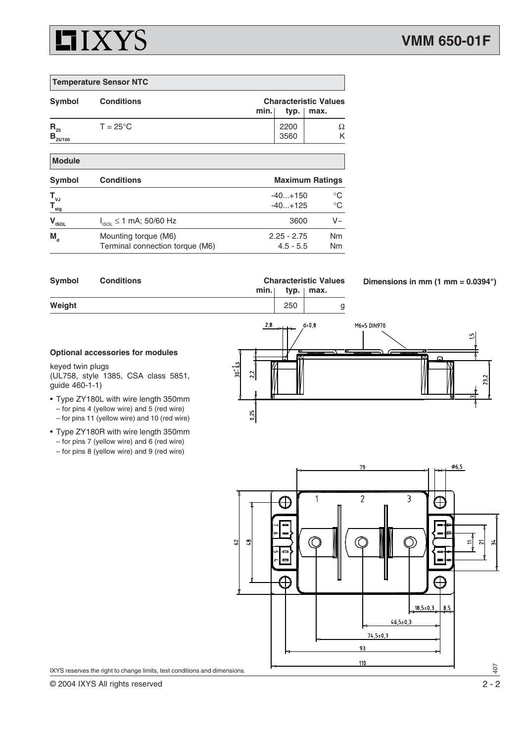## Temperature Sensor NTC

| Symbol | Conditions | Characteristic Values min. | typ. | max. |
|---|---|---|---|---|
| $R_{25}$ | T = 25°C | | 2200 | Ω |
| $B_{25/100}$ | | | 3560 | K |

## Module

| Symbol | Conditions | Maximum Ratings | |
|---|---|---|---|
| $T_{VJ}$ | | -40...+150 | °C |
| $T_{stg}$ | | -40...+125 | °C |
| $V_{ISOL}$ | $I_{ISOL} \leq 1$ mA; 50/60 Hz | 3600 | V~ |
| $M_d$ | Mounting torque (M6) | 2.25 - 2.75 | Nm |
| | Terminal connection torque (M6) | 4.5 - 5.5 | Nm |

| Symbol | Conditions | Characteristic Values min. | typ. | max. |
|---|---|---|---|---|
| Weight | | | 250 | g |

Dimensions in mm (1 mm = 0.0394")

**Optional accessories for modules**

keyed twin plugs
(UL758, style 1385, CSA class 5851, guide 460-1-1)

- Type ZY180L with wire length 350mm
  - for pins 4 (yellow wire) and 5 (red wire)
  - for pins 11 (yellow wire) and 10 (red wire)
- Type ZY180R with wire length 350mm
  - for pins 7 (yellow wire) and 6 (red wire)
  - for pins 8 (yellow wire) and 9 (red wire)

2,8
d=0,8
M6x5 DIN970
1,5
30-0,5
2,2
23,2
3
0,25

79
ϕ6,5
1
2
3
62
48
11
21
34
18,5±0,3
8,5
46,5±0,3
74,5±0,3
93
110

IXYS reserves the right to change limits, test conditions and dimensions.

© 2004 IXYS All rights reserved